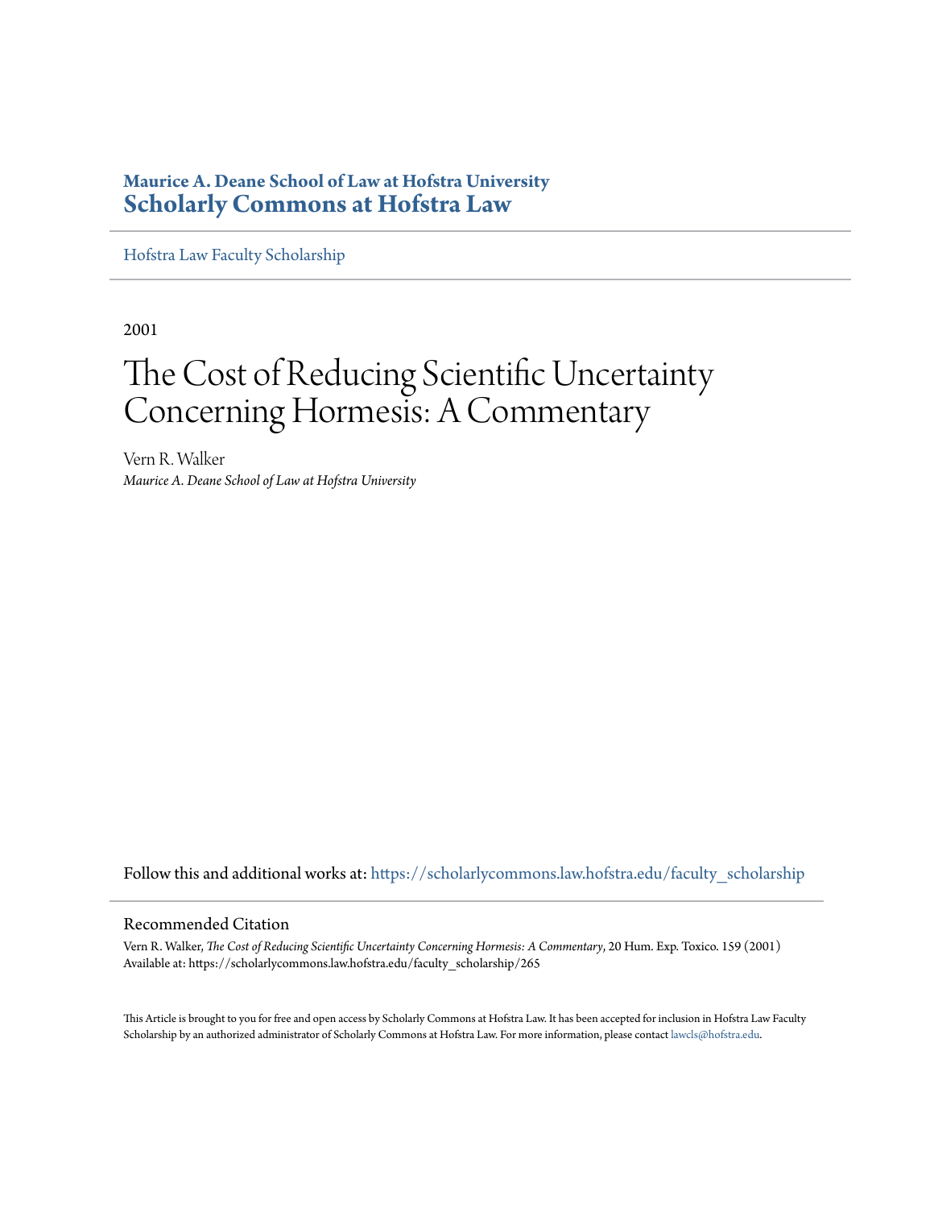**Maurice A. Deane School of Law at Hofstra University**
**Scholarly Commons at Hofstra Law**

Hofstra Law Faculty Scholarship

2001

# The Cost of Reducing Scientific Uncertainty Concerning Hormesis: A Commentary

Vern R. Walker
*Maurice A. Deane School of Law at Hofstra University*

Follow this and additional works at: https://scholarlycommons.law.hofstra.edu/faculty_scholarship

## Recommended Citation

Vern R. Walker, *The Cost of Reducing Scientific Uncertainty Concerning Hormesis: A Commentary*, 20 Hum. Exp. Toxico. 159 (2001)
Available at: https://scholarlycommons.law.hofstra.edu/faculty_scholarship/265

This Article is brought to you for free and open access by Scholarly Commons at Hofstra Law. It has been accepted for inclusion in Hofstra Law Faculty Scholarship by an authorized administrator of Scholarly Commons at Hofstra Law. For more information, please contact lawcls@hofstra.edu.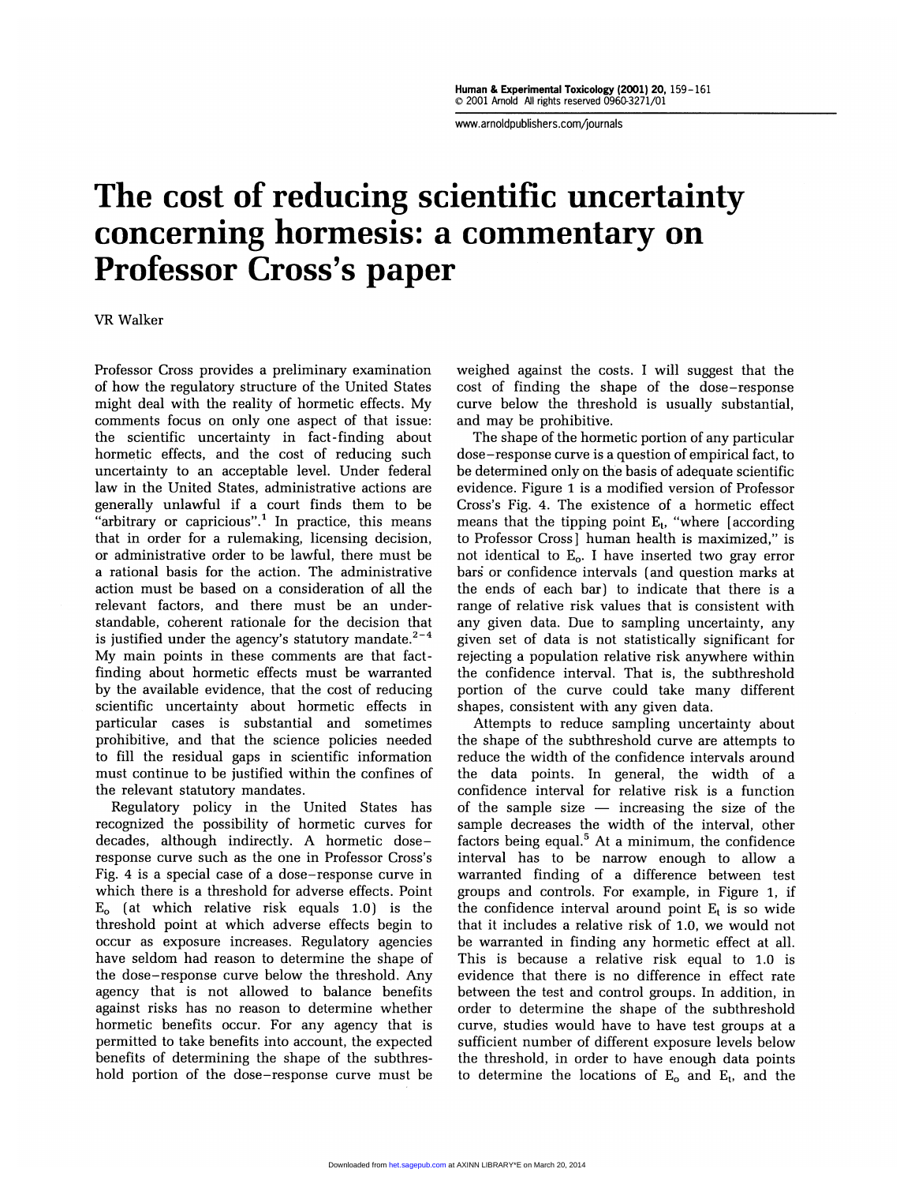# The cost of reducing scientific uncertainty concerning hormesis: a commentary on Professor Cross's paper

VR Walker

Professor Cross provides a preliminary examination of how the regulatory structure of the United States might deal with the reality of hormetic effects. My comments focus on only one aspect of that issue: the scientific uncertainty in fact-finding about hormetic effects, and the cost of reducing such uncertainty to an acceptable level. Under federal law in the United States, administrative actions are generally unlawful if a court finds them to be "arbitrary or capricious".[1] In practice, this means that in order for a rulemaking, licensing decision, or administrative order to be lawful, there must be a rational basis for the action. The administrative action must be based on a consideration of all the relevant factors, and there must be an understandable, coherent rationale for the decision that is justified under the agency's statutory mandate.[2–4] My main points in these comments are that fact-finding about hormetic effects must be warranted by the available evidence, that the cost of reducing scientific uncertainty about hormetic effects in particular cases is substantial and sometimes prohibitive, and that the science policies needed to fill the residual gaps in scientific information must continue to be justified within the confines of the relevant statutory mandates.

Regulatory policy in the United States has recognized the possibility of hormetic curves for decades, although indirectly. A hormetic dose–response curve such as the one in Professor Cross's Fig. 4 is a special case of a dose–response curve in which there is a threshold for adverse effects. Point $E_o$ (at which relative risk equals 1.0) is the threshold point at which adverse effects begin to occur as exposure increases. Regulatory agencies have seldom had reason to determine the shape of the dose–response curve below the threshold. Any agency that is not allowed to balance benefits against risks has no reason to determine whether hormetic benefits occur. For any agency that is permitted to take benefits into account, the expected benefits of determining the shape of the subthreshold portion of the dose–response curve must be weighed against the costs. I will suggest that the cost of finding the shape of the dose–response curve below the threshold is usually substantial, and may be prohibitive.

The shape of the hormetic portion of any particular dose–response curve is a question of empirical fact, to be determined only on the basis of adequate scientific evidence. Figure 1 is a modified version of Professor Cross's Fig. 4. The existence of a hormetic effect means that the tipping point $E_t$, "where [according to Professor Cross] human health is maximized," is not identical to $E_o$. I have inserted two gray error bars or confidence intervals (and question marks at the ends of each bar) to indicate that there is a range of relative risk values that is consistent with any given data. Due to sampling uncertainty, any given set of data is not statistically significant for rejecting a population relative risk anywhere within the confidence interval. That is, the subthreshold portion of the curve could take many different shapes, consistent with any given data.

Attempts to reduce sampling uncertainty about the shape of the subthreshold curve are attempts to reduce the width of the confidence intervals around the data points. In general, the width of a confidence interval for relative risk is a function of the sample size — increasing the size of the sample decreases the width of the interval, other factors being equal.[5] At a minimum, the confidence interval has to be narrow enough to allow a warranted finding of a difference between test groups and controls. For example, in Figure 1, if the confidence interval around point $E_t$ is so wide that it includes a relative risk of 1.0, we would not be warranted in finding any hormetic effect at all. This is because a relative risk equal to 1.0 is evidence that there is no difference in effect rate between the test and control groups. In addition, in order to determine the shape of the subthreshold curve, studies would have to have test groups at a sufficient number of different exposure levels below the threshold, in order to have enough data points to determine the locations of $E_o$ and $E_t$, and the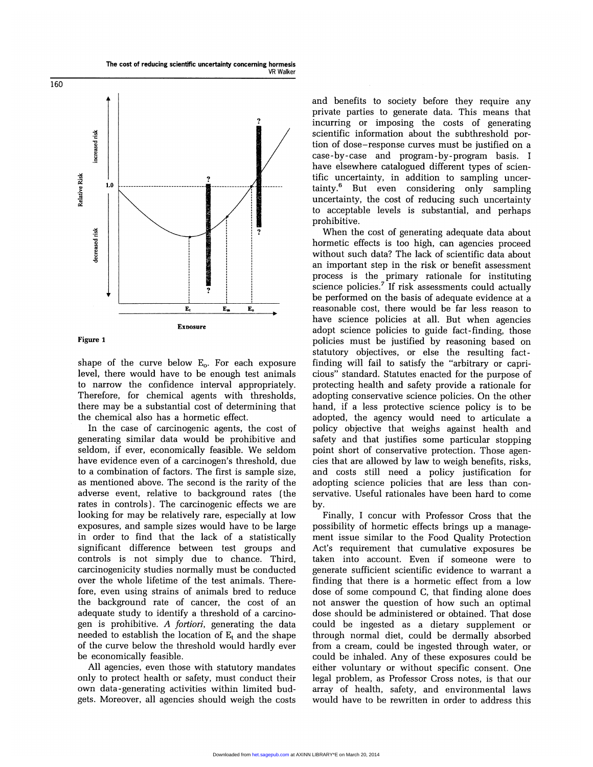Relative Risk

increased risk

decreased risk

1.0

?

?

?

?

$E_t$

$E_m$

$E_o$

Exposure

**Figure 1**

shape of the curve below $E_o$. For each exposure level, there would have to be enough test animals to narrow the confidence interval appropriately. Therefore, for chemical agents with thresholds, there may be a substantial cost of determining that the chemical also has a hormetic effect.

In the case of carcinogenic agents, the cost of generating similar data would be prohibitive and seldom, if ever, economically feasible. We seldom have evidence even of a carcinogen's threshold, due to a combination of factors. The first is sample size, as mentioned above. The second is the rarity of the adverse event, relative to background rates (the rates in controls). The carcinogenic effects we are looking for may be relatively rare, especially at low exposures, and sample sizes would have to be large in order to find that the lack of a statistically significant difference between test groups and controls is not simply due to chance. Third, carcinogenicity studies normally must be conducted over the whole lifetime of the test animals. Therefore, even using strains of animals bred to reduce the background rate of cancer, the cost of an adequate study to identify a threshold of a carcinogen is prohibitive. *A fortiori*, generating the data needed to establish the location of $E_t$ and the shape of the curve below the threshold would hardly ever be economically feasible.

All agencies, even those with statutory mandates only to protect health or safety, must conduct their own data-generating activities within limited budgets. Moreover, all agencies should weigh the costs and benefits to society before they require any private parties to generate data. This means that incurring or imposing the costs of generating scientific information about the subthreshold portion of dose–response curves must be justified on a case-by-case and program-by-program basis. I have elsewhere catalogued different types of scientific uncertainty, in addition to sampling uncertainty.[6] But even considering only sampling uncertainty, the cost of reducing such uncertainty to acceptable levels is substantial, and perhaps prohibitive.

When the cost of generating adequate data about hormetic effects is too high, can agencies proceed without such data? The lack of scientific data about an important step in the risk or benefit assessment process is the primary rationale for instituting science policies.[7] If risk assessments could actually be performed on the basis of adequate evidence at a reasonable cost, there would be far less reason to have science policies at all. But when agencies adopt science policies to guide fact-finding, those policies must be justified by reasoning based on statutory objectives, or else the resulting fact-finding will fail to satisfy the "arbitrary or capricious" standard. Statutes enacted for the purpose of protecting health and safety provide a rationale for adopting conservative science policies. On the other hand, if a less protective science policy is to be adopted, the agency would need to articulate a policy objective that weighs against health and safety and that justifies some particular stopping point short of conservative protection. Those agencies that are allowed by law to weigh benefits, risks, and costs still need a policy justification for adopting science policies that are less than conservative. Useful rationales have been hard to come by.

Finally, I concur with Professor Cross that the possibility of hormetic effects brings up a management issue similar to the Food Quality Protection Act's requirement that cumulative exposures be taken into account. Even if someone were to generate sufficient scientific evidence to warrant a finding that there is a hormetic effect from a low dose of some compound C, that finding alone does not answer the question of how such an optimal dose should be administered or obtained. That dose could be ingested as a dietary supplement or through normal diet, could be dermally absorbed from a cream, could be ingested through water, or could be inhaled. Any of these exposures could be either voluntary or without specific consent. One legal problem, as Professor Cross notes, is that our array of health, safety, and environmental laws would have to be rewritten in order to address this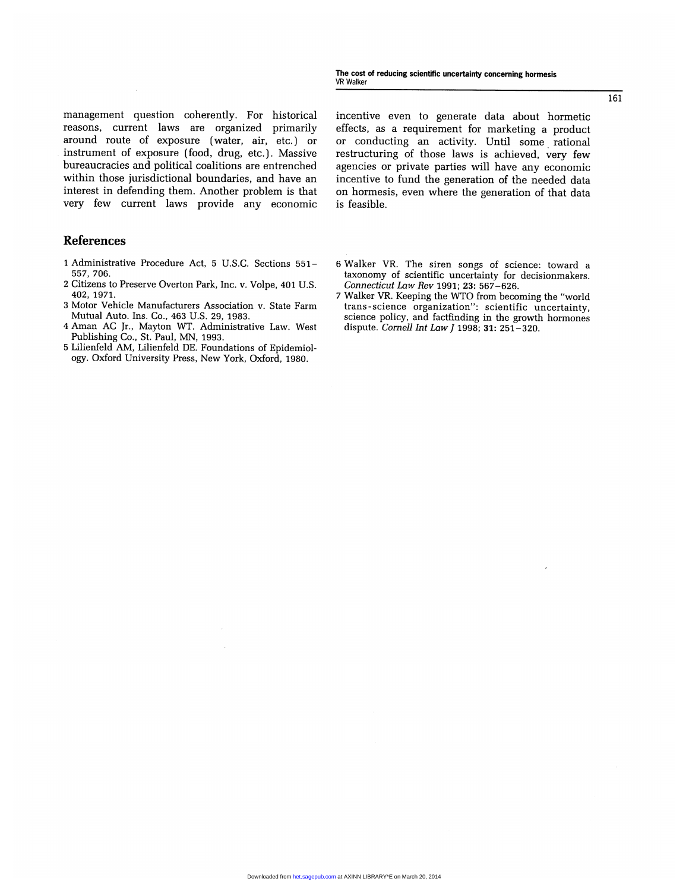management question coherently. For historical reasons, current laws are organized primarily around route of exposure (water, air, etc.) or instrument of exposure (food, drug, etc.). Massive bureaucracies and political coalitions are entrenched within those jurisdictional boundaries, and have an interest in defending them. Another problem is that very few current laws provide any economic incentive even to generate data about hormetic effects, as a requirement for marketing a product or conducting an activity. Until some rational restructuring of those laws is achieved, very few agencies or private parties will have any economic incentive to fund the generation of the needed data on hormesis, even where the generation of that data is feasible.

## References

1. Administrative Procedure Act, 5 U.S.C. Sections 551–557, 706.
2. Citizens to Preserve Overton Park, Inc. v. Volpe, 401 U.S. 402, 1971.
3. Motor Vehicle Manufacturers Association v. State Farm Mutual Auto. Ins. Co., 463 U.S. 29, 1983.
4. Aman AC Jr., Mayton WT. Administrative Law. West Publishing Co., St. Paul, MN, 1993.
5. Lilienfeld AM, Lilienfeld DE. Foundations of Epidemiology. Oxford University Press, New York, Oxford, 1980.
6. Walker VR. The siren songs of science: toward a taxonomy of scientific uncertainty for decisionmakers. *Connecticut Law Rev* 1991; **23:** 567–626.
7. Walker VR. Keeping the WTO from becoming the "world trans-science organization": scientific uncertainty, science policy, and factfinding in the growth hormones dispute. *Cornell Int Law J* 1998; **31:** 251–320.